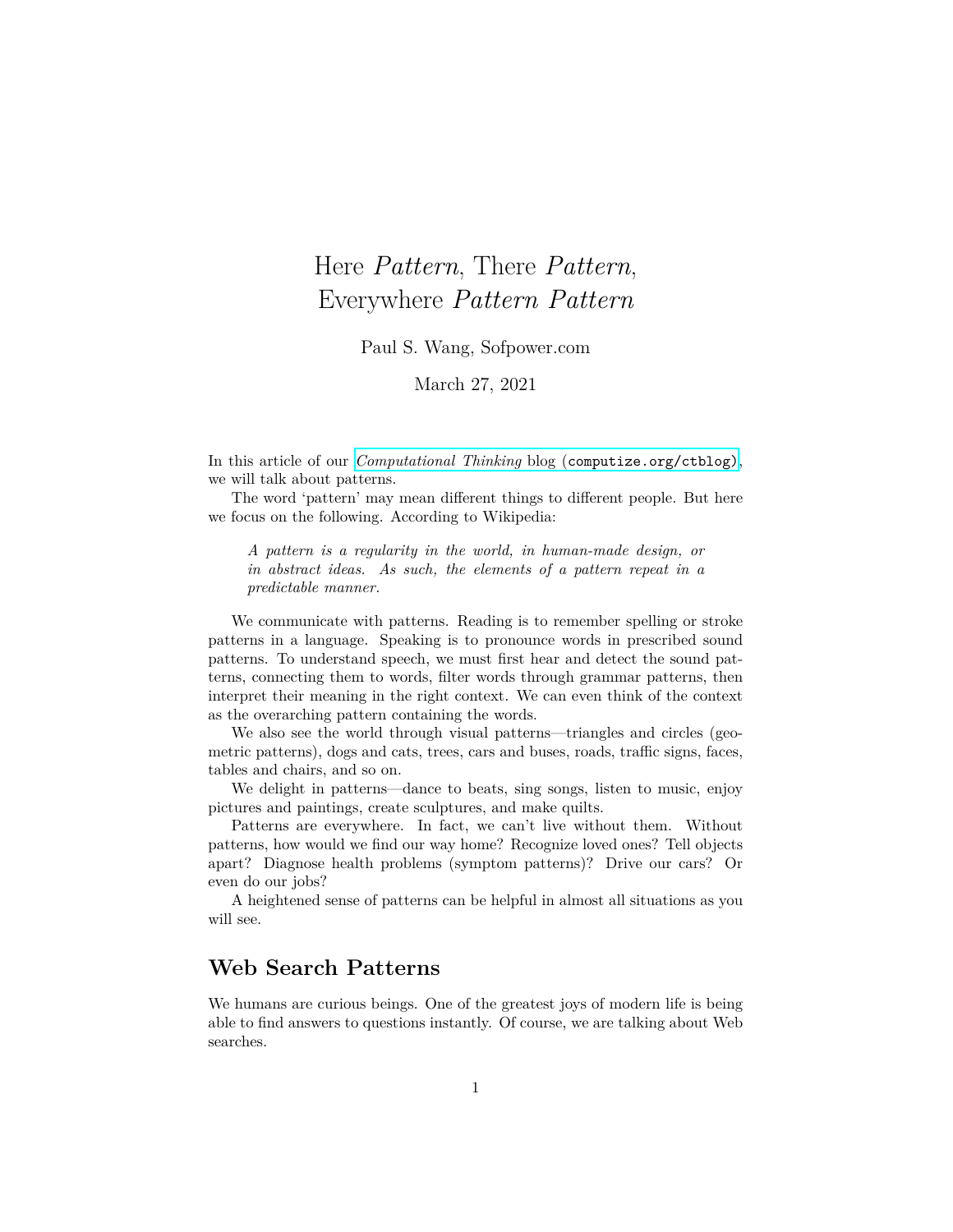# Here *Pattern*, There *Pattern*, Everywhere *Pattern Pattern*

Paul S. Wang, Sofpower.com

March 27, 2021

In this article of our *Computational Thinking* blog (`computize.org/ctblog`), we will talk about patterns.

The word 'pattern' may mean different things to different people. But here we focus on the following. According to Wikipedia:

> *A pattern is a regularity in the world, in human-made design, or in abstract ideas. As such, the elements of a pattern repeat in a predictable manner.*

We communicate with patterns. Reading is to remember spelling or stroke patterns in a language. Speaking is to pronounce words in prescribed sound patterns. To understand speech, we must first hear and detect the sound patterns, connecting them to words, filter words through grammar patterns, then interpret their meaning in the right context. We can even think of the context as the overarching pattern containing the words.

We also see the world through visual patterns—triangles and circles (geometric patterns), dogs and cats, trees, cars and buses, roads, traffic signs, faces, tables and chairs, and so on.

We delight in patterns—dance to beats, sing songs, listen to music, enjoy pictures and paintings, create sculptures, and make quilts.

Patterns are everywhere. In fact, we can't live without them. Without patterns, how would we find our way home? Recognize loved ones? Tell objects apart? Diagnose health problems (symptom patterns)? Drive our cars? Or even do our jobs?

A heightened sense of patterns can be helpful in almost all situations as you will see.

## Web Search Patterns

We humans are curious beings. One of the greatest joys of modern life is being able to find answers to questions instantly. Of course, we are talking about Web searches.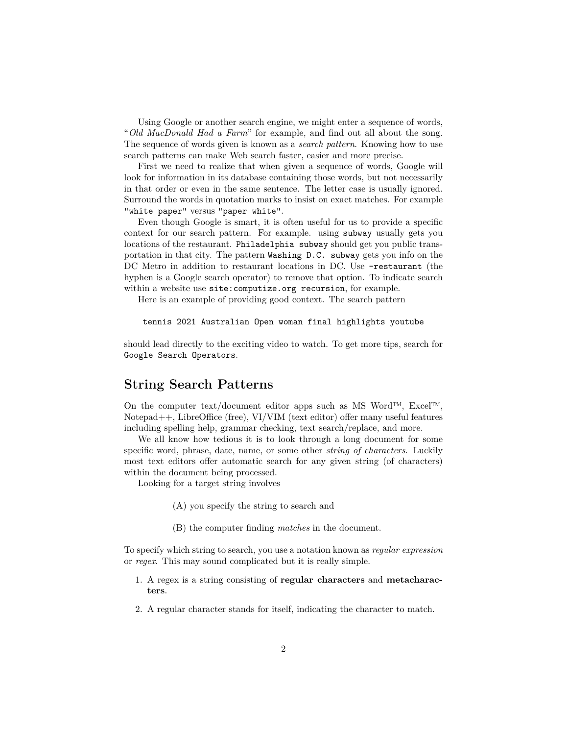Using Google or another search engine, we might enter a sequence of words, "*Old MacDonald Had a Farm*" for example, and find out all about the song. The sequence of words given is known as a *search pattern*. Knowing how to use search patterns can make Web search faster, easier and more precise.

First we need to realize that when given a sequence of words, Google will look for information in its database containing those words, but not necessarily in that order or even in the same sentence. The letter case is usually ignored. Surround the words in quotation marks to insist on exact matches. For example `"white paper"` versus `"paper white"`.

Even though Google is smart, it is often useful for us to provide a specific context for our search pattern. For example. using `subway` usually gets you locations of the restaurant. `Philadelphia subway` should get you public transportation in that city. The pattern `Washing D.C. subway` gets you info on the DC Metro in addition to restaurant locations in DC. Use `-restaurant` (the hyphen is a Google search operator) to remove that option. To indicate search within a website use `site:computize.org recursion`, for example.

Here is an example of providing good context. The search pattern

```
tennis 2021 Australian Open woman final highlights youtube
```

should lead directly to the exciting video to watch. To get more tips, search for `Google Search Operators`.

## String Search Patterns

On the computer text/document editor apps such as MS Word™, Excel™, Notepad++, LibreOffice (free), VI/VIM (text editor) offer many useful features including spelling help, grammar checking, text search/replace, and more.

We all know how tedious it is to look through a long document for some specific word, phrase, date, name, or some other *string of characters*. Luckily most text editors offer automatic search for any given string (of characters) within the document being processed.

Looking for a target string involves

(A) you specify the string to search and

(B) the computer finding *matches* in the document.

To specify which string to search, you use a notation known as *regular expression* or *regex*. This may sound complicated but it is really simple.

1. A regex is a string consisting of **regular characters** and **metacharacters**.
2. A regular character stands for itself, indicating the character to match.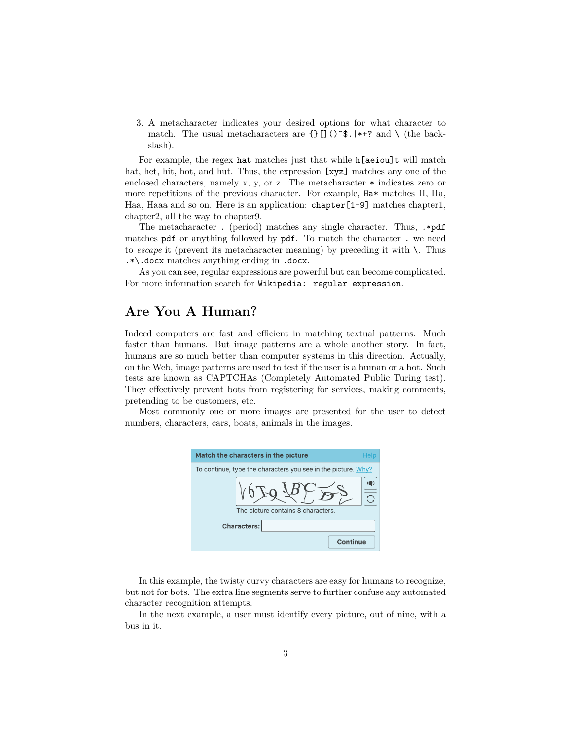3. A metacharacter indicates your desired options for what character to match. The usual metacharacters are `{}[]()^$.|*+?` and `\` (the backslash).

For example, the regex `hat` matches just that while `h[aeiou]t` will match hat, het, hit, hot, and hut. Thus, the expression `[xyz]` matches any one of the enclosed characters, namely x, y, or z. The metacharacter `*` indicates zero or more repetitions of the previous character. For example, `Ha*` matches H, Ha, Haa, Haaa and so on. Here is an application: `chapter[1-9]` matches chapter1, chapter2, all the way to chapter9.

The metacharacter `.` (period) matches any single character. Thus, `.*pdf` matches `pdf` or anything followed by `pdf`. To match the character `.` we need to *escape* it (prevent its metacharacter meaning) by preceding it with `\`. Thus `.*\.docx` matches anything ending in `.docx`.

As you can see, regular expressions are powerful but can become complicated. For more information search for `Wikipedia: regular expression`.

## Are You A Human?

Indeed computers are fast and efficient in matching textual patterns. Much faster than humans. But image patterns are a whole another story. In fact, humans are so much better than computer systems in this direction. Actually, on the Web, image patterns are used to test if the user is a human or a bot. Such tests are known as CAPTCHAs (Completely Automated Public Turing test). They effectively prevent bots from registering for services, making comments, pretending to be customers, etc.

Most commonly one or more images are presented for the user to detect numbers, characters, cars, boats, animals in the images.

In this example, the twisty curvy characters are easy for humans to recognize, but not for bots. The extra line segments serve to further confuse any automated character recognition attempts.

In the next example, a user must identify every picture, out of nine, with a bus in it.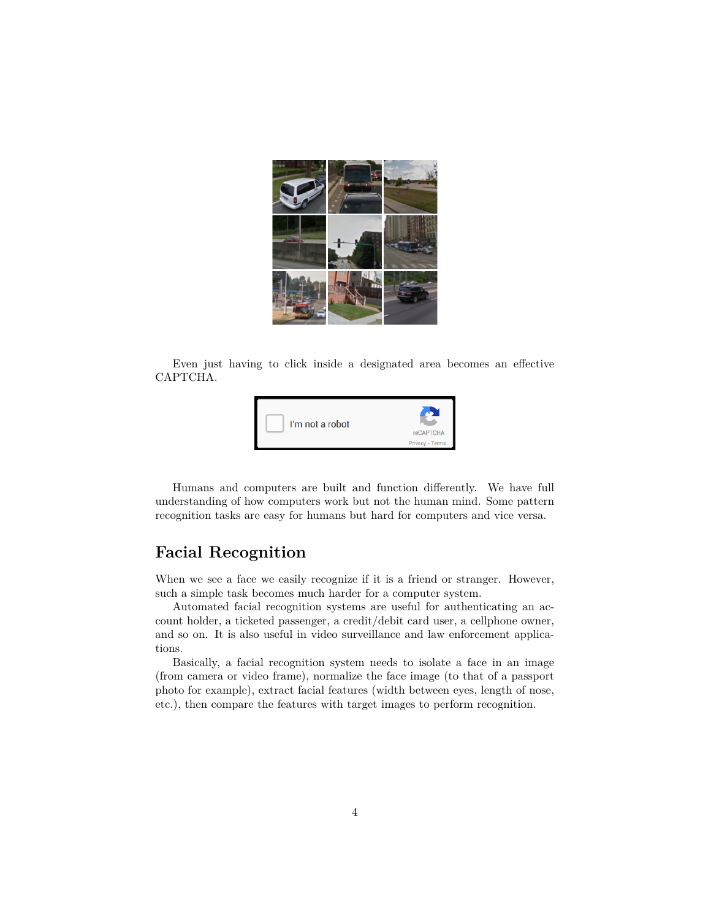Even just having to click inside a designated area becomes an effective CAPTCHA.

Humans and computers are built and function differently. We have full understanding of how computers work but not the human mind. Some pattern recognition tasks are easy for humans but hard for computers and vice versa.

## Facial Recognition

When we see a face we easily recognize if it is a friend or stranger. However, such a simple task becomes much harder for a computer system.

Automated facial recognition systems are useful for authenticating an account holder, a ticketed passenger, a credit/debit card user, a cellphone owner, and so on. It is also useful in video surveillance and law enforcement applications.

Basically, a facial recognition system needs to isolate a face in an image (from camera or video frame), normalize the face image (to that of a passport photo for example), extract facial features (width between eyes, length of nose, etc.), then compare the features with target images to perform recognition.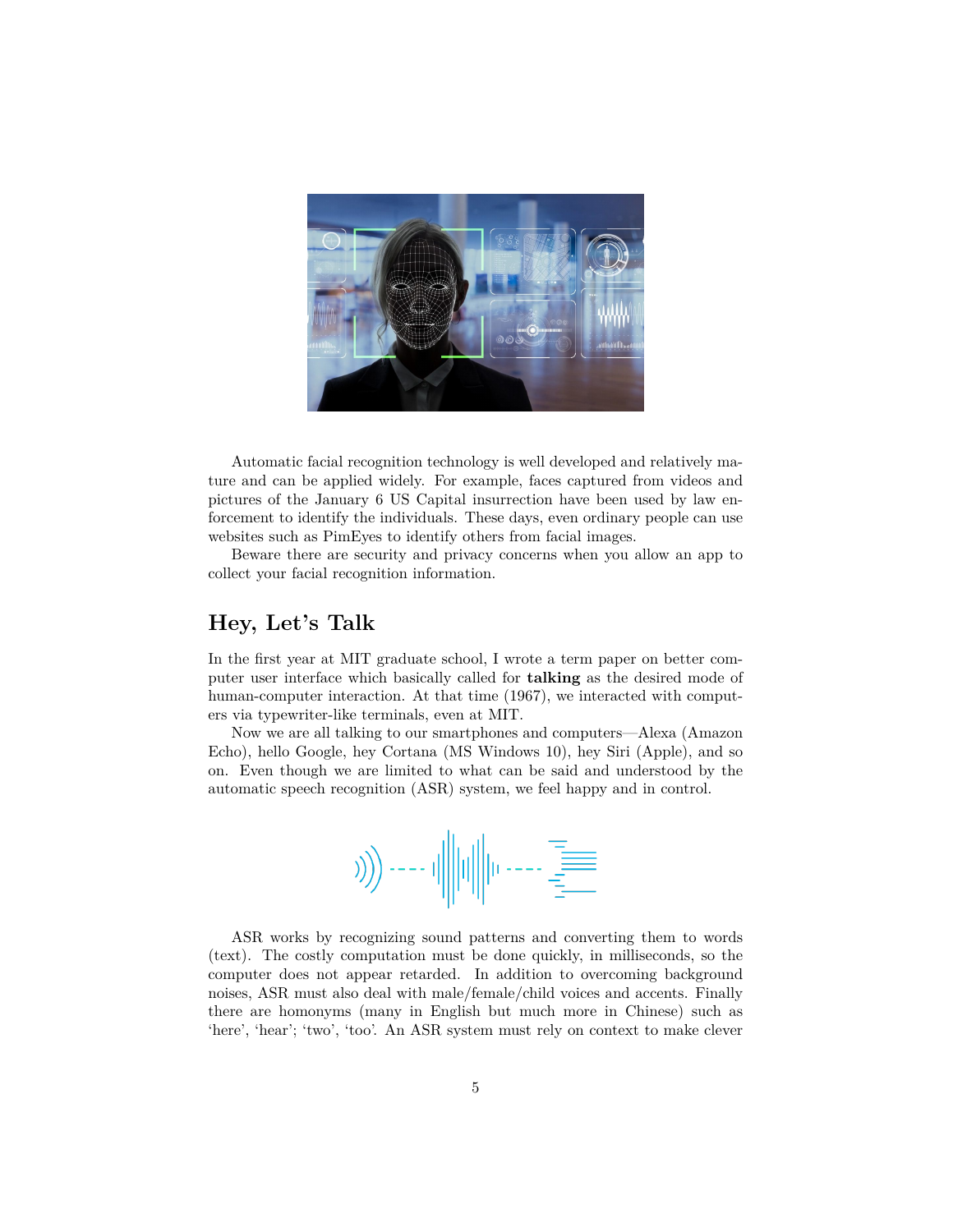Automatic facial recognition technology is well developed and relatively mature and can be applied widely. For example, faces captured from videos and pictures of the January 6 US Capital insurrection have been used by law enforcement to identify the individuals. These days, even ordinary people can use websites such as PimEyes to identify others from facial images.

Beware there are security and privacy concerns when you allow an app to collect your facial recognition information.

## Hey, Let's Talk

In the first year at MIT graduate school, I wrote a term paper on better computer user interface which basically called for **talking** as the desired mode of human-computer interaction. At that time (1967), we interacted with computers via typewriter-like terminals, even at MIT.

Now we are all talking to our smartphones and computers—Alexa (Amazon Echo), hello Google, hey Cortana (MS Windows 10), hey Siri (Apple), and so on. Even though we are limited to what can be said and understood by the automatic speech recognition (ASR) system, we feel happy and in control.

ASR works by recognizing sound patterns and converting them to words (text). The costly computation must be done quickly, in milliseconds, so the computer does not appear retarded. In addition to overcoming background noises, ASR must also deal with male/female/child voices and accents. Finally there are homonyms (many in English but much more in Chinese) such as 'here', 'hear'; 'two', 'too'. An ASR system must rely on context to make clever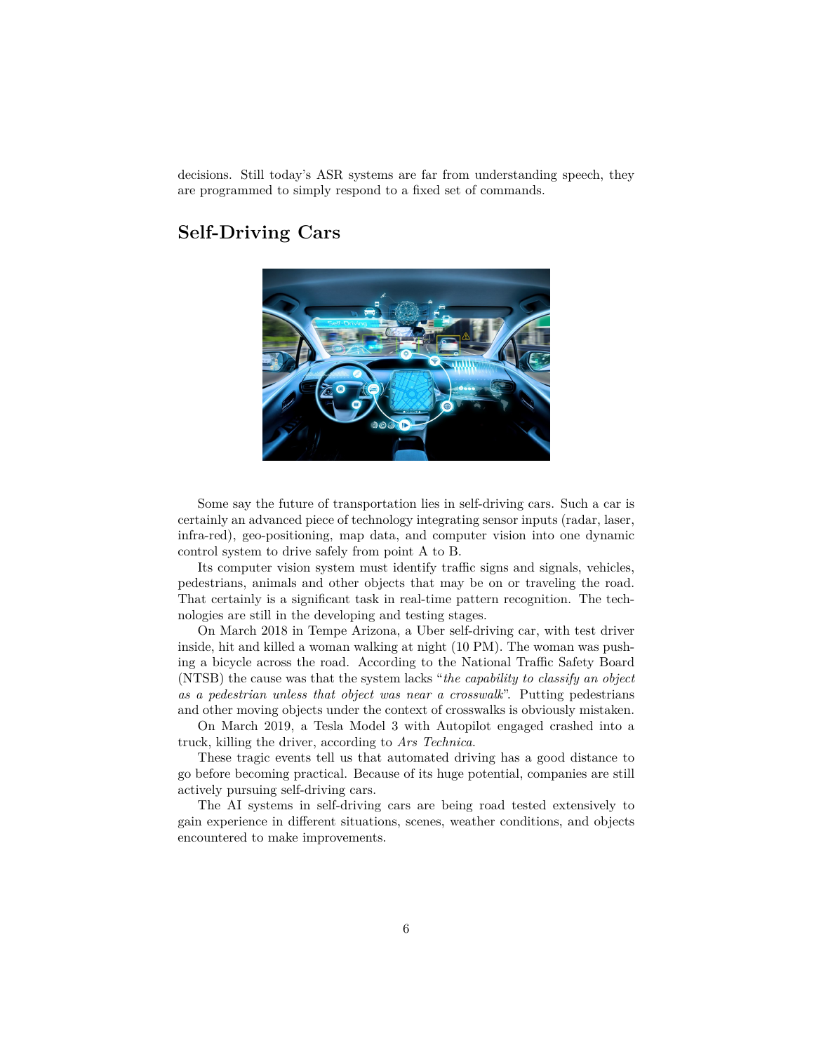decisions. Still today's ASR systems are far from understanding speech, they are programmed to simply respond to a fixed set of commands.

## Self-Driving Cars

Some say the future of transportation lies in self-driving cars. Such a car is certainly an advanced piece of technology integrating sensor inputs (radar, laser, infra-red), geo-positioning, map data, and computer vision into one dynamic control system to drive safely from point A to B.

Its computer vision system must identify traffic signs and signals, vehicles, pedestrians, animals and other objects that may be on or traveling the road. That certainly is a significant task in real-time pattern recognition. The technologies are still in the developing and testing stages.

On March 2018 in Tempe Arizona, a Uber self-driving car, with test driver inside, hit and killed a woman walking at night (10 PM). The woman was pushing a bicycle across the road. According to the National Traffic Safety Board (NTSB) the cause was that the system lacks "*the capability to classify an object as a pedestrian unless that object was near a crosswalk*". Putting pedestrians and other moving objects under the context of crosswalks is obviously mistaken.

On March 2019, a Tesla Model 3 with Autopilot engaged crashed into a truck, killing the driver, according to *Ars Technica*.

These tragic events tell us that automated driving has a good distance to go before becoming practical. Because of its huge potential, companies are still actively pursuing self-driving cars.

The AI systems in self-driving cars are being road tested extensively to gain experience in different situations, scenes, weather conditions, and objects encountered to make improvements.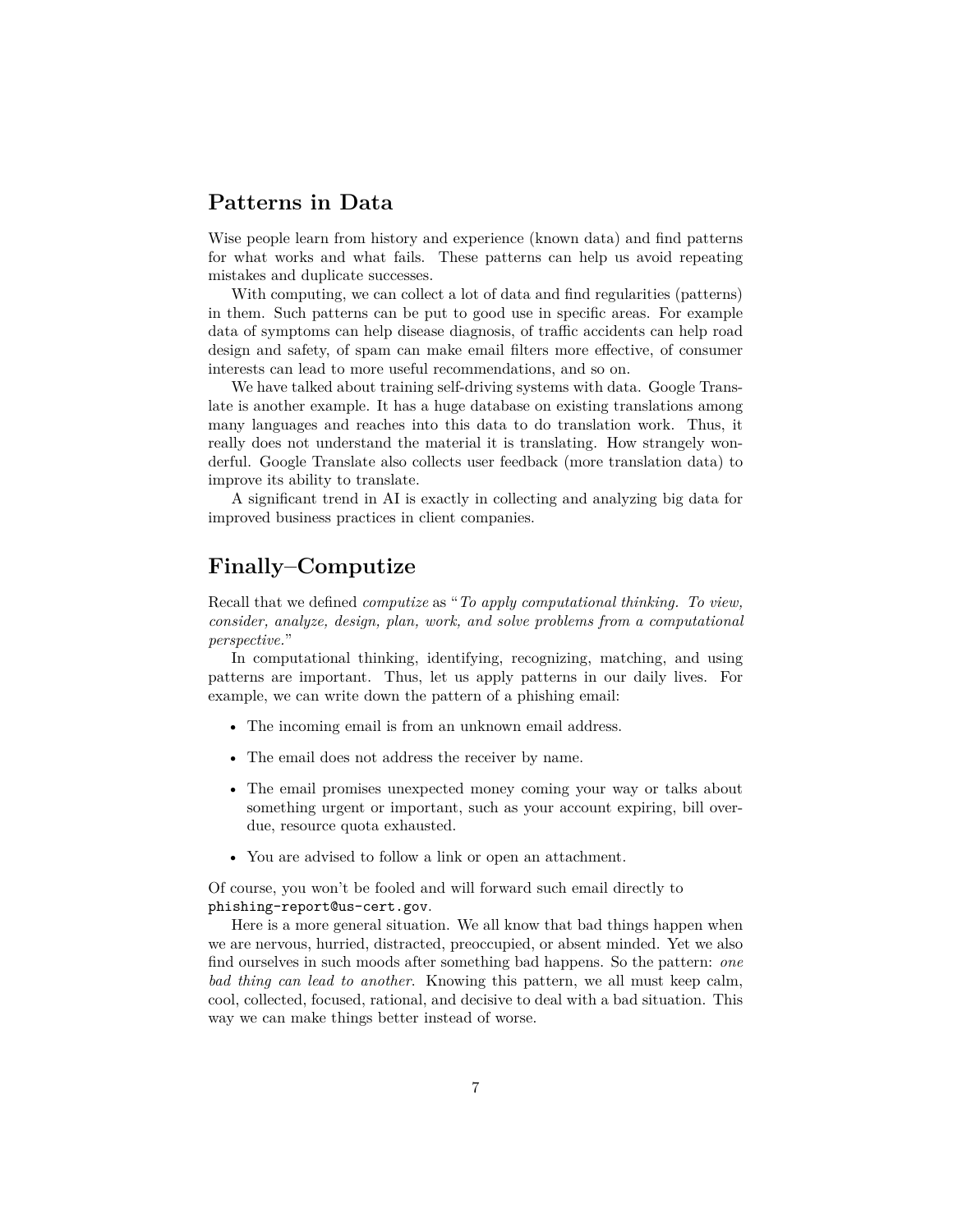## Patterns in Data

Wise people learn from history and experience (known data) and find patterns for what works and what fails. These patterns can help us avoid repeating mistakes and duplicate successes.

With computing, we can collect a lot of data and find regularities (patterns) in them. Such patterns can be put to good use in specific areas. For example data of symptoms can help disease diagnosis, of traffic accidents can help road design and safety, of spam can make email filters more effective, of consumer interests can lead to more useful recommendations, and so on.

We have talked about training self-driving systems with data. Google Translate is another example. It has a huge database on existing translations among many languages and reaches into this data to do translation work. Thus, it really does not understand the material it is translating. How strangely wonderful. Google Translate also collects user feedback (more translation data) to improve its ability to translate.

A significant trend in AI is exactly in collecting and analyzing big data for improved business practices in client companies.

## Finally–Computize

Recall that we defined *computize* as "*To apply computational thinking. To view, consider, analyze, design, plan, work, and solve problems from a computational perspective.*"

In computational thinking, identifying, recognizing, matching, and using patterns are important. Thus, let us apply patterns in our daily lives. For example, we can write down the pattern of a phishing email:

- The incoming email is from an unknown email address.
- The email does not address the receiver by name.
- The email promises unexpected money coming your way or talks about something urgent or important, such as your account expiring, bill overdue, resource quota exhausted.
- You are advised to follow a link or open an attachment.

Of course, you won't be fooled and will forward such email directly to `phishing-report@us-cert.gov`.

Here is a more general situation. We all know that bad things happen when we are nervous, hurried, distracted, preoccupied, or absent minded. Yet we also find ourselves in such moods after something bad happens. So the pattern: *one bad thing can lead to another*. Knowing this pattern, we all must keep calm, cool, collected, focused, rational, and decisive to deal with a bad situation. This way we can make things better instead of worse.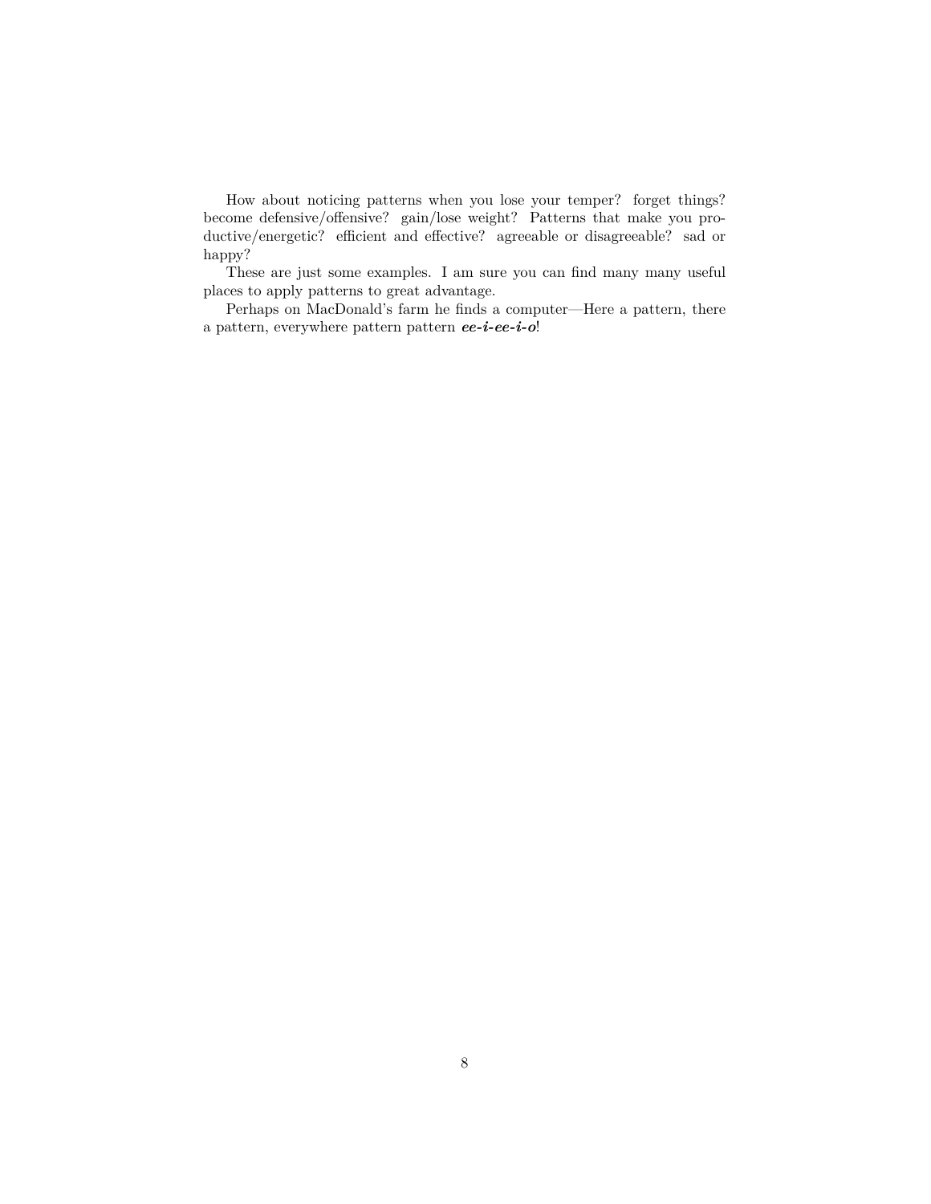How about noticing patterns when you lose your temper? forget things? become defensive/offensive? gain/lose weight? Patterns that make you productive/energetic? efficient and effective? agreeable or disagreeable? sad or happy?

These are just some examples. I am sure you can find many many useful places to apply patterns to great advantage.

Perhaps on MacDonald's farm he finds a computer—Here a pattern, there a pattern, everywhere pattern pattern ***ee-i-ee-i-o***!